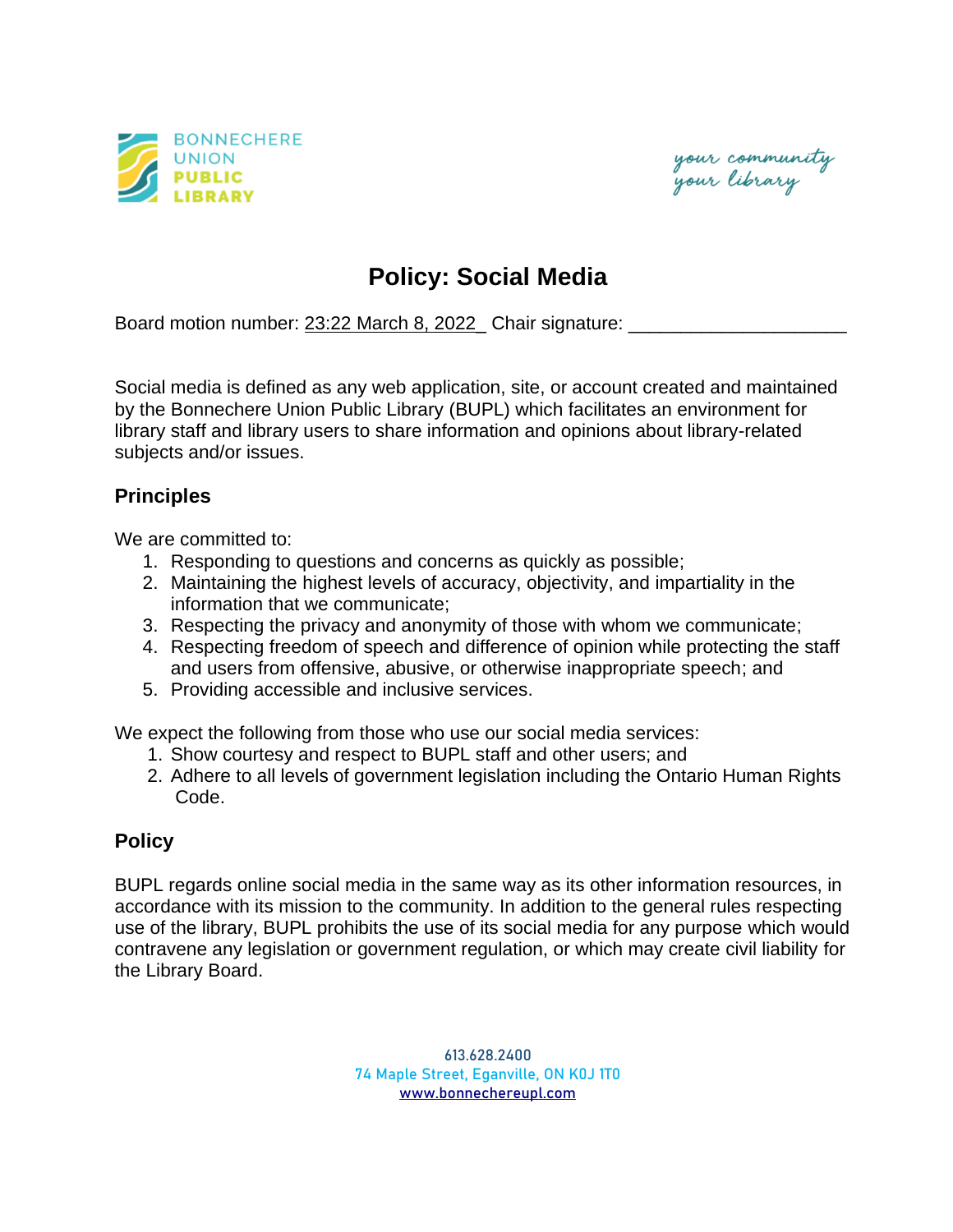# Policy: Social Media

Board motion number: 23:22 March 8, 2022_ Chair signature: ____________________

Social media is defined as any web application, site, or account created and maintained by the Bonnechere Union Public Library (BUPL) which facilitates an environment for library staff and library users to share information and opinions about library-related subjects and/or issues.

## Principles

We are committed to:

1. Responding to questions and concerns as quickly as possible;
2. Maintaining the highest levels of accuracy, objectivity, and impartiality in the information that we communicate;
3. Respecting the privacy and anonymity of those with whom we communicate;
4. Respecting freedom of speech and difference of opinion while protecting the staff and users from offensive, abusive, or otherwise inappropriate speech; and
5. Providing accessible and inclusive services.

We expect the following from those who use our social media services:

1. Show courtesy and respect to BUPL staff and other users; and
2. Adhere to all levels of government legislation including the Ontario Human Rights Code.

## Policy

BUPL regards online social media in the same way as its other information resources, in accordance with its mission to the community. In addition to the general rules respecting use of the library, BUPL prohibits the use of its social media for any purpose which would contravene any legislation or government regulation, or which may create civil liability for the Library Board.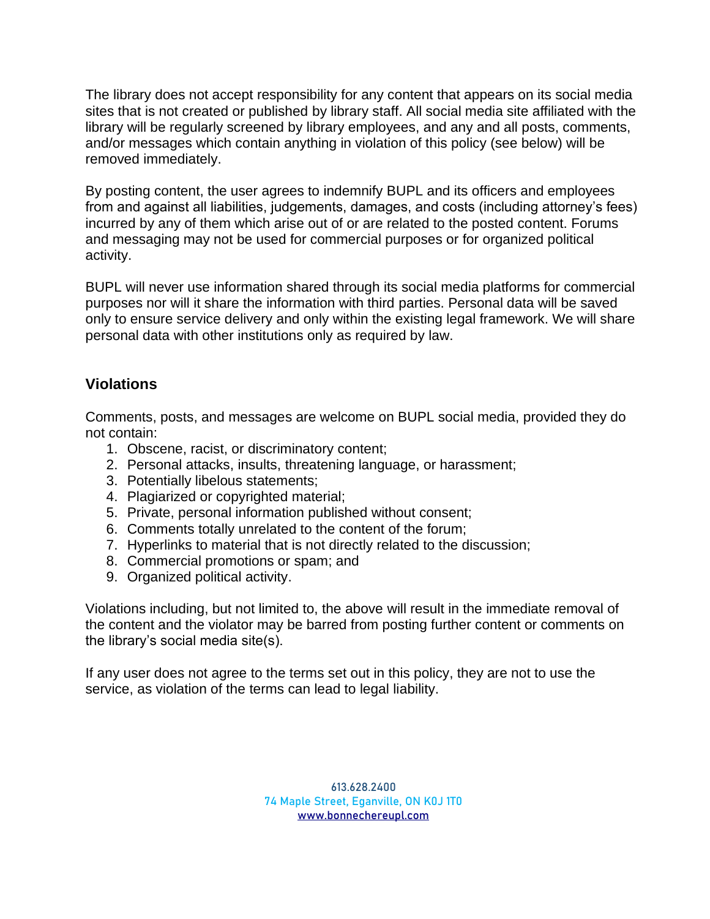The library does not accept responsibility for any content that appears on its social media sites that is not created or published by library staff. All social media site affiliated with the library will be regularly screened by library employees, and any and all posts, comments, and/or messages which contain anything in violation of this policy (see below) will be removed immediately.

By posting content, the user agrees to indemnify BUPL and its officers and employees from and against all liabilities, judgements, damages, and costs (including attorney's fees) incurred by any of them which arise out of or are related to the posted content. Forums and messaging may not be used for commercial purposes or for organized political activity.

BUPL will never use information shared through its social media platforms for commercial purposes nor will it share the information with third parties. Personal data will be saved only to ensure service delivery and only within the existing legal framework. We will share personal data with other institutions only as required by law.

## Violations

Comments, posts, and messages are welcome on BUPL social media, provided they do not contain:

1. Obscene, racist, or discriminatory content;
2. Personal attacks, insults, threatening language, or harassment;
3. Potentially libelous statements;
4. Plagiarized or copyrighted material;
5. Private, personal information published without consent;
6. Comments totally unrelated to the content of the forum;
7. Hyperlinks to material that is not directly related to the discussion;
8. Commercial promotions or spam; and
9. Organized political activity.

Violations including, but not limited to, the above will result in the immediate removal of the content and the violator may be barred from posting further content or comments on the library's social media site(s).

If any user does not agree to the terms set out in this policy, they are not to use the service, as violation of the terms can lead to legal liability.